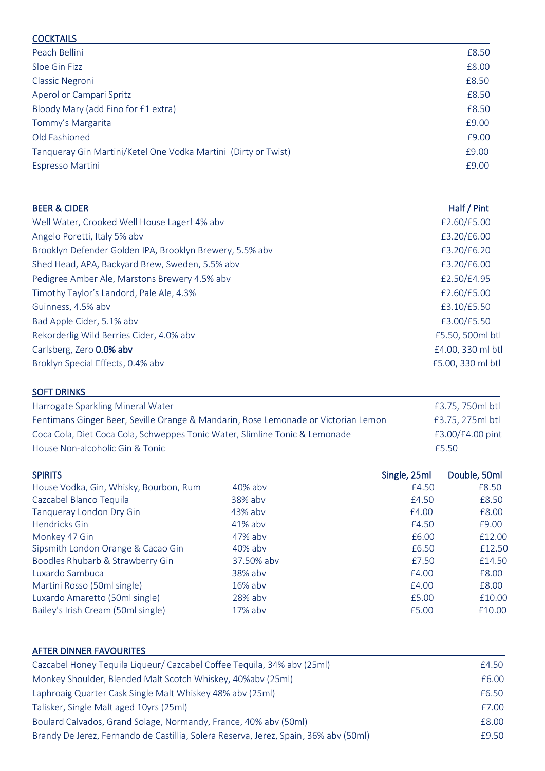## COCKTAILS

| | |
|---|---|
| Peach Bellini | £8.50 |
| Sloe Gin Fizz | £8.00 |
| Classic Negroni | £8.50 |
| Aperol or Campari Spritz | £8.50 |
| Bloody Mary (add Fino for £1 extra) | £8.50 |
| Tommy's Margarita | £9.00 |
| Old Fashioned | £9.00 |
| Tanqueray Gin Martini/Ketel One Vodka Martini (Dirty or Twist) | £9.00 |
| Espresso Martini | £9.00 |

## BEER & CIDER

| | Half / Pint |
|---|---|
| Well Water, Crooked Well House Lager! 4% abv | £2.60/£5.00 |
| Angelo Poretti, Italy 5% abv | £3.20/£6.00 |
| Brooklyn Defender Golden IPA, Brooklyn Brewery, 5.5% abv | £3.20/£6.20 |
| Shed Head, APA, Backyard Brew, Sweden, 5.5% abv | £3.20/£6.00 |
| Pedigree Amber Ale, Marstons Brewery 4.5% abv | £2.50/£4.95 |
| Timothy Taylor's Landord, Pale Ale, 4.3% | £2.60/£5.00 |
| Guinness, 4.5% abv | £3.10/£5.50 |
| Bad Apple Cider, 5.1% abv | £3.00/£5.50 |
| Rekorderlig Wild Berries Cider, 4.0% abv | £5.50, 500ml btl |
| Carlsberg, Zero **0.0% abv** | £4.00, 330 ml btl |
| Broklyn Special Effects, 0.4% abv | £5.00, 330 ml btl |

## SOFT DRINKS

| | |
|---|---|
| Harrogate Sparkling Mineral Water | £3.75, 750ml btl |
| Fentimans Ginger Beer, Seville Orange & Mandarin, Rose Lemonade or Victorian Lemon | £3.75, 275ml btl |
| Coca Cola, Diet Coca Cola, Schweppes Tonic Water, Slimline Tonic & Lemonade | £3.00/£4.00 pint |
| House Non-alcoholic Gin & Tonic | £5.50 |

## SPIRITS

| | | Single, 25ml | Double, 50ml |
|---|---|---|---|
| House Vodka, Gin, Whisky, Bourbon, Rum | 40% abv | £4.50 | £8.50 |
| Cazcabel Blanco Tequila | 38% abv | £4.50 | £8.50 |
| Tanqueray London Dry Gin | 43% abv | £4.00 | £8.00 |
| Hendricks Gin | 41% abv | £4.50 | £9.00 |
| Monkey 47 Gin | 47% abv | £6.00 | £12.00 |
| Sipsmith London Orange & Cacao Gin | 40% abv | £6.50 | £12.50 |
| Boodles Rhubarb & Strawberry Gin | 37.50% abv | £7.50 | £14.50 |
| Luxardo Sambuca | 38% abv | £4.00 | £8.00 |
| Martini Rosso (50ml single) | 16% abv | £4.00 | £8.00 |
| Luxardo Amaretto (50ml single) | 28% abv | £5.00 | £10.00 |
| Bailey's Irish Cream (50ml single) | 17% abv | £5.00 | £10.00 |

## AFTER DINNER FAVOURITES

| | |
|---|---|
| Cazcabel Honey Tequila Liqueur/ Cazcabel Coffee Tequila, 34% abv (25ml) | £4.50 |
| Monkey Shoulder, Blended Malt Scotch Whiskey, 40%abv (25ml) | £6.00 |
| Laphroaig Quarter Cask Single Malt Whiskey 48% abv (25ml) | £6.50 |
| Talisker, Single Malt aged 10yrs (25ml) | £7.00 |
| Boulard Calvados, Grand Solage, Normandy, France, 40% abv (50ml) | £8.00 |
| Brandy De Jerez, Fernando de Castillia, Solera Reserva, Jerez, Spain, 36% abv (50ml) | £9.50 |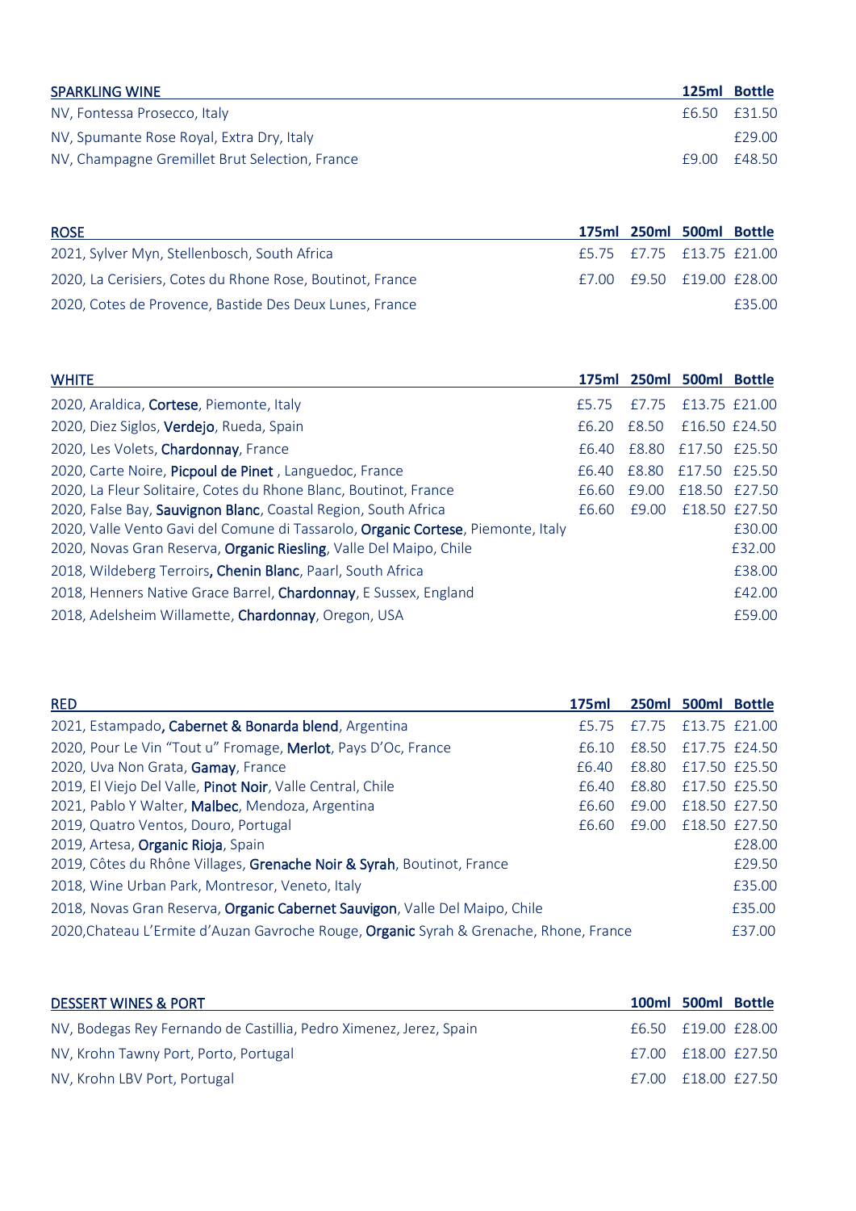| SPARKLING WINE | 125ml | Bottle |
| --- | --- | --- |
| NV, Fontessa Prosecco, Italy | £6.50 | £31.50 |
| NV, Spumante Rose Royal, Extra Dry, Italy | | £29.00 |
| NV, Champagne Gremillet Brut Selection, France | £9.00 | £48.50 |

| ROSE | 175ml | 250ml | 500ml | Bottle |
| --- | --- | --- | --- | --- |
| 2021, Sylver Myn, Stellenbosch, South Africa | £5.75 | £7.75 | £13.75 | £21.00 |
| 2020, La Cerisiers, Cotes du Rhone Rose, Boutinot, France | £7.00 | £9.50 | £19.00 | £28.00 |
| 2020, Cotes de Provence, Bastide Des Deux Lunes, France | | | | £35.00 |

| WHITE | 175ml | 250ml | 500ml | Bottle |
| --- | --- | --- | --- | --- |
| 2020, Araldica, **Cortese**, Piemonte, Italy | £5.75 | £7.75 | £13.75 | £21.00 |
| 2020, Diez Siglos, **Verdejo**, Rueda, Spain | £6.20 | £8.50 | £16.50 | £24.50 |
| 2020, Les Volets, **Chardonnay**, France | £6.40 | £8.80 | £17.50 | £25.50 |
| 2020, Carte Noire, **Picpoul de Pinet** , Languedoc, France | £6.40 | £8.80 | £17.50 | £25.50 |
| 2020, La Fleur Solitaire, Cotes du Rhone Blanc, Boutinot, France | £6.60 | £9.00 | £18.50 | £27.50 |
| 2020, False Bay, **Sauvignon Blanc**, Coastal Region, South Africa | £6.60 | £9.00 | £18.50 | £27.50 |
| 2020, Valle Vento Gavi del Comune di Tassarolo, **Organic Cortese**, Piemonte, Italy | | | | £30.00 |
| 2020, Novas Gran Reserva, **Organic Riesling**, Valle Del Maipo, Chile | | | | £32.00 |
| 2018, Wildeberg Terroirs**, Chenin Blanc**, Paarl, South Africa | | | | £38.00 |
| 2018, Henners Native Grace Barrel, **Chardonnay**, E Sussex, England | | | | £42.00 |
| 2018, Adelsheim Willamette, **Chardonnay**, Oregon, USA | | | | £59.00 |

| RED | 175ml | 250ml | 500ml | Bottle |
| --- | --- | --- | --- | --- |
| 2021, Estampado**, Cabernet & Bonarda blend**, Argentina | £5.75 | £7.75 | £13.75 | £21.00 |
| 2020, Pour Le Vin "Tout u" Fromage, **Merlot**, Pays D'Oc, France | £6.10 | £8.50 | £17.75 | £24.50 |
| 2020, Uva Non Grata, **Gamay**, France | £6.40 | £8.80 | £17.50 | £25.50 |
| 2019, El Viejo Del Valle, **Pinot Noir**, Valle Central, Chile | £6.40 | £8.80 | £17.50 | £25.50 |
| 2021, Pablo Y Walter, **Malbec**, Mendoza, Argentina | £6.60 | £9.00 | £18.50 | £27.50 |
| 2019, Quatro Ventos, Douro, Portugal | £6.60 | £9.00 | £18.50 | £27.50 |
| 2019, Artesa, **Organic Rioja**, Spain | | | | £28.00 |
| 2019, Côtes du Rhône Villages, **Grenache Noir & Syrah**, Boutinot, France | | | | £29.50 |
| 2018, Wine Urban Park, Montresor, Veneto, Italy | | | | £35.00 |
| 2018, Novas Gran Reserva, **Organic Cabernet Sauvigon**, Valle Del Maipo, Chile | | | | £35.00 |
| 2020,Chateau L'Ermite d'Auzan Gavroche Rouge, **Organic** Syrah & Grenache, Rhone, France | | | | £37.00 |

| DESSERT WINES & PORT | 100ml | 500ml | Bottle |
| --- | --- | --- | --- |
| NV, Bodegas Rey Fernando de Castillia, Pedro Ximenez, Jerez, Spain | £6.50 | £19.00 | £28.00 |
| NV, Krohn Tawny Port, Porto, Portugal | £7.00 | £18.00 | £27.50 |
| NV, Krohn LBV Port, Portugal | £7.00 | £18.00 | £27.50 |